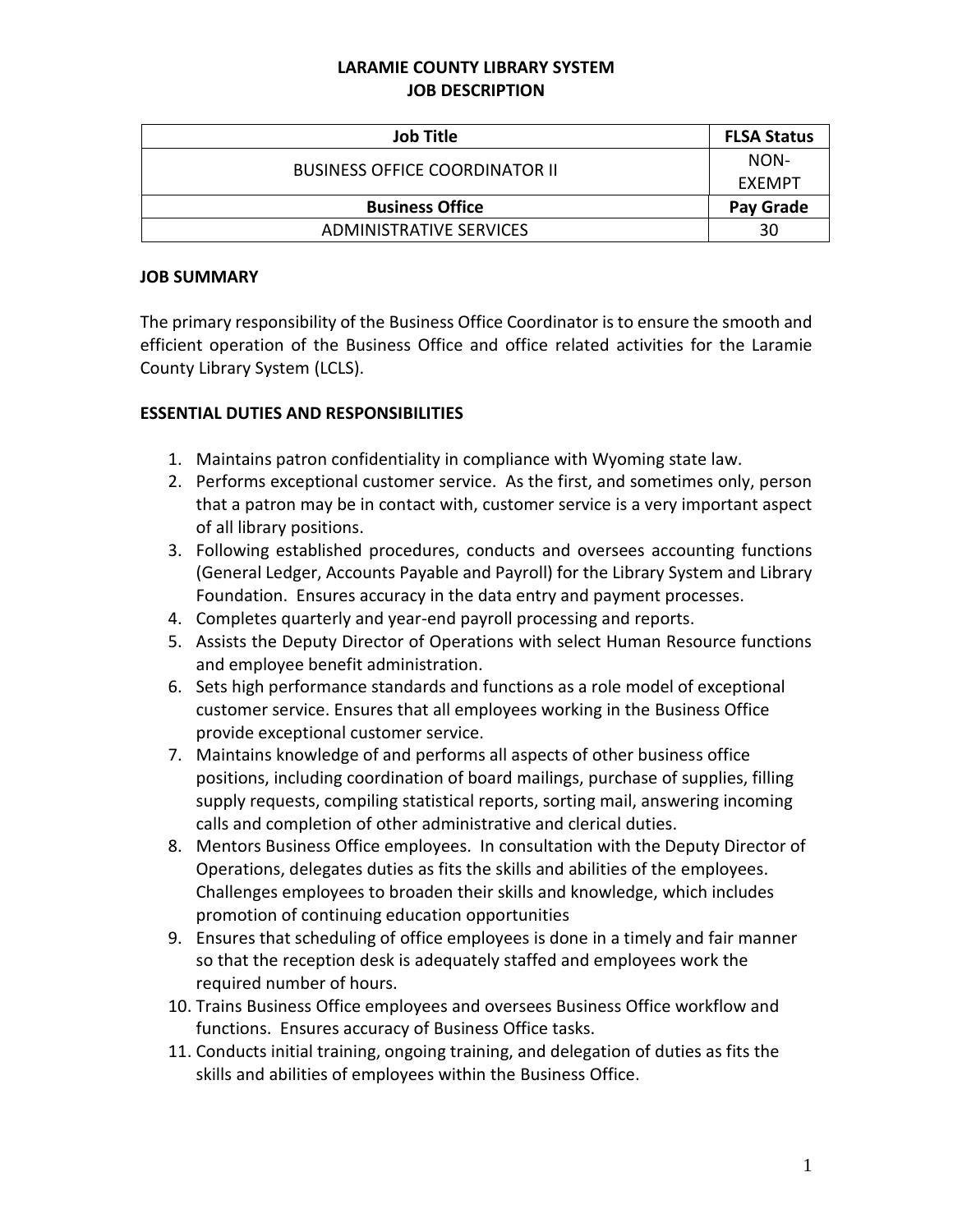# LARAMIE COUNTY LIBRARY SYSTEM
## JOB DESCRIPTION

| Job Title | FLSA Status |
|---|---|
| BUSINESS OFFICE COORDINATOR II | NON-EXEMPT |
| **Business Office** | **Pay Grade** |
| ADMINISTRATIVE SERVICES | 30 |

### JOB SUMMARY

The primary responsibility of the Business Office Coordinator is to ensure the smooth and efficient operation of the Business Office and office related activities for the Laramie County Library System (LCLS).

### ESSENTIAL DUTIES AND RESPONSIBILITIES

1. Maintains patron confidentiality in compliance with Wyoming state law.
2. Performs exceptional customer service. As the first, and sometimes only, person that a patron may be in contact with, customer service is a very important aspect of all library positions.
3. Following established procedures, conducts and oversees accounting functions (General Ledger, Accounts Payable and Payroll) for the Library System and Library Foundation. Ensures accuracy in the data entry and payment processes.
4. Completes quarterly and year-end payroll processing and reports.
5. Assists the Deputy Director of Operations with select Human Resource functions and employee benefit administration.
6. Sets high performance standards and functions as a role model of exceptional customer service. Ensures that all employees working in the Business Office provide exceptional customer service.
7. Maintains knowledge of and performs all aspects of other business office positions, including coordination of board mailings, purchase of supplies, filling supply requests, compiling statistical reports, sorting mail, answering incoming calls and completion of other administrative and clerical duties.
8. Mentors Business Office employees. In consultation with the Deputy Director of Operations, delegates duties as fits the skills and abilities of the employees. Challenges employees to broaden their skills and knowledge, which includes promotion of continuing education opportunities
9. Ensures that scheduling of office employees is done in a timely and fair manner so that the reception desk is adequately staffed and employees work the required number of hours.
10. Trains Business Office employees and oversees Business Office workflow and functions. Ensures accuracy of Business Office tasks.
11. Conducts initial training, ongoing training, and delegation of duties as fits the skills and abilities of employees within the Business Office.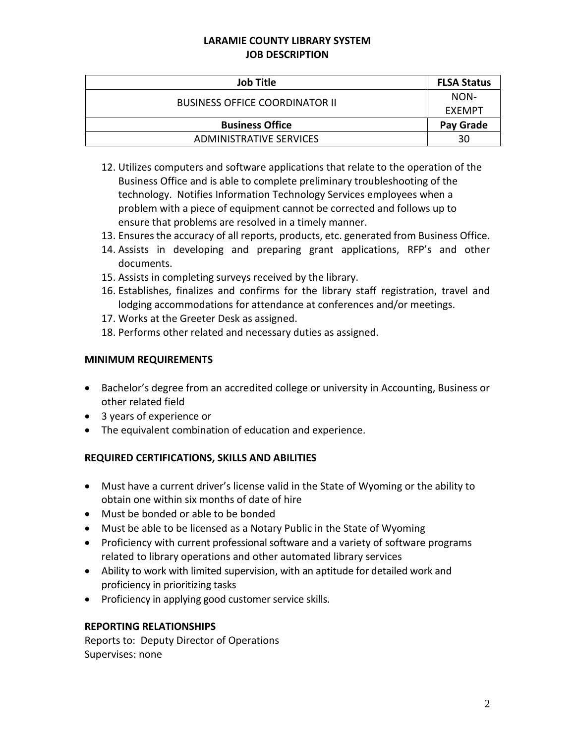**LARAMIE COUNTY LIBRARY SYSTEM**
**JOB DESCRIPTION**

| Job Title | FLSA Status |
|---|---|
| BUSINESS OFFICE COORDINATOR II | NON-EXEMPT |
| **Business Office** | **Pay Grade** |
| ADMINISTRATIVE SERVICES | 30 |

12. Utilizes computers and software applications that relate to the operation of the Business Office and is able to complete preliminary troubleshooting of the technology. Notifies Information Technology Services employees when a problem with a piece of equipment cannot be corrected and follows up to ensure that problems are resolved in a timely manner.
13. Ensures the accuracy of all reports, products, etc. generated from Business Office.
14. Assists in developing and preparing grant applications, RFP's and other documents.
15. Assists in completing surveys received by the library.
16. Establishes, finalizes and confirms for the library staff registration, travel and lodging accommodations for attendance at conferences and/or meetings.
17. Works at the Greeter Desk as assigned.
18. Performs other related and necessary duties as assigned.

## MINIMUM REQUIREMENTS

- Bachelor's degree from an accredited college or university in Accounting, Business or other related field
- 3 years of experience or
- The equivalent combination of education and experience.

## REQUIRED CERTIFICATIONS, SKILLS AND ABILITIES

- Must have a current driver's license valid in the State of Wyoming or the ability to obtain one within six months of date of hire
- Must be bonded or able to be bonded
- Must be able to be licensed as a Notary Public in the State of Wyoming
- Proficiency with current professional software and a variety of software programs related to library operations and other automated library services
- Ability to work with limited supervision, with an aptitude for detailed work and proficiency in prioritizing tasks
- Proficiency in applying good customer service skills.

## REPORTING RELATIONSHIPS

Reports to: Deputy Director of Operations
Supervises: none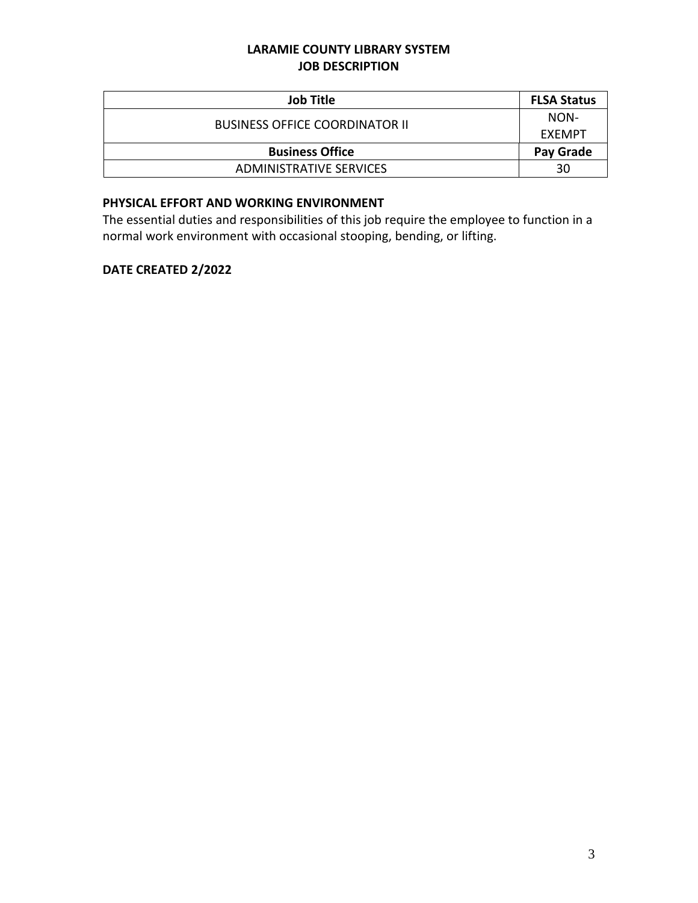**LARAMIE COUNTY LIBRARY SYSTEM**
**JOB DESCRIPTION**

| Job Title | FLSA Status |
|---|---|
| BUSINESS OFFICE COORDINATOR II | NON-EXEMPT |
| **Business Office** | **Pay Grade** |
| ADMINISTRATIVE SERVICES | 30 |

## PHYSICAL EFFORT AND WORKING ENVIRONMENT

The essential duties and responsibilities of this job require the employee to function in a normal work environment with occasional stooping, bending, or lifting.

## DATE CREATED 2/2022